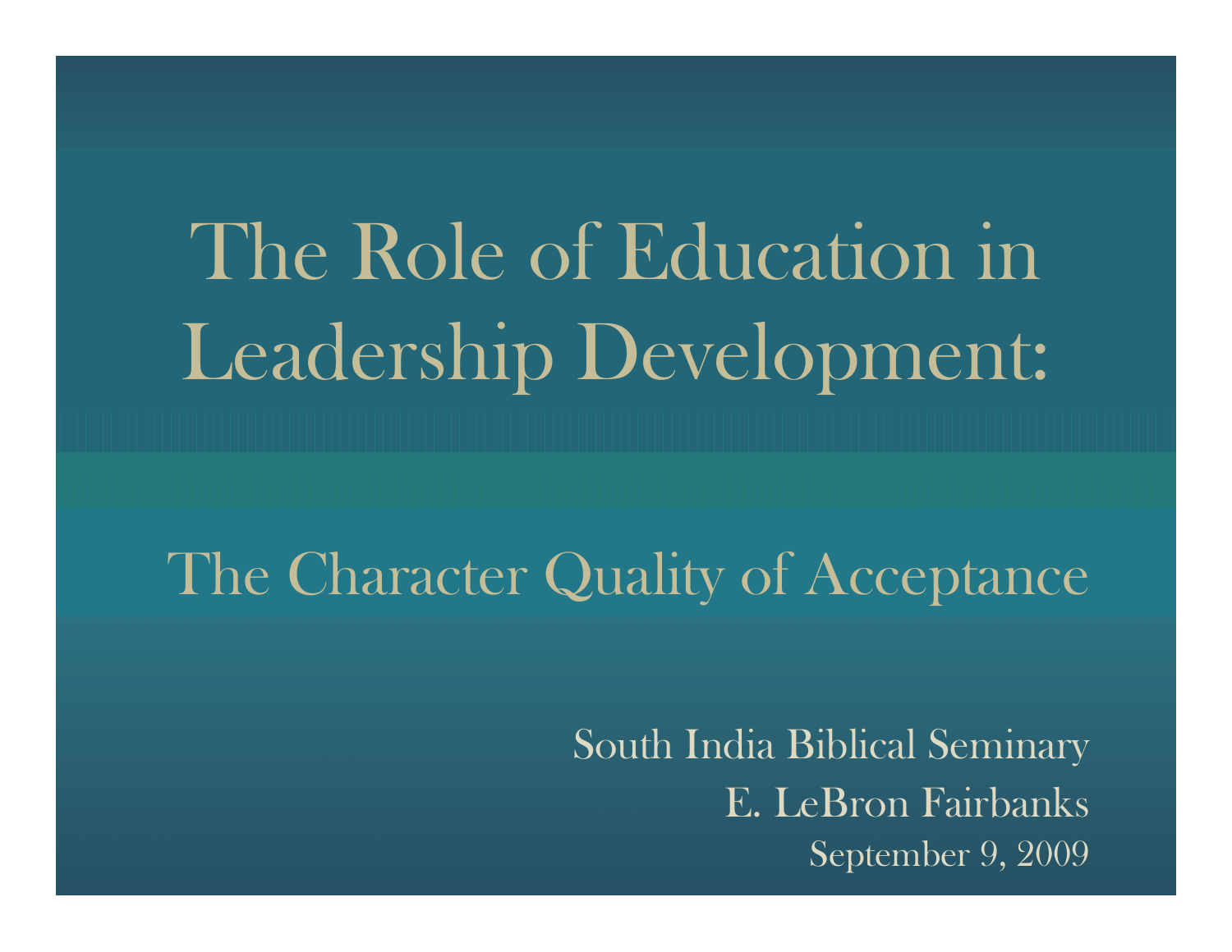# The Role of Education in Leadership Development:

## The Character Quality of Acceptance

South India Biblical Seminary

E. LeBron Fairbanks

September 9, 2009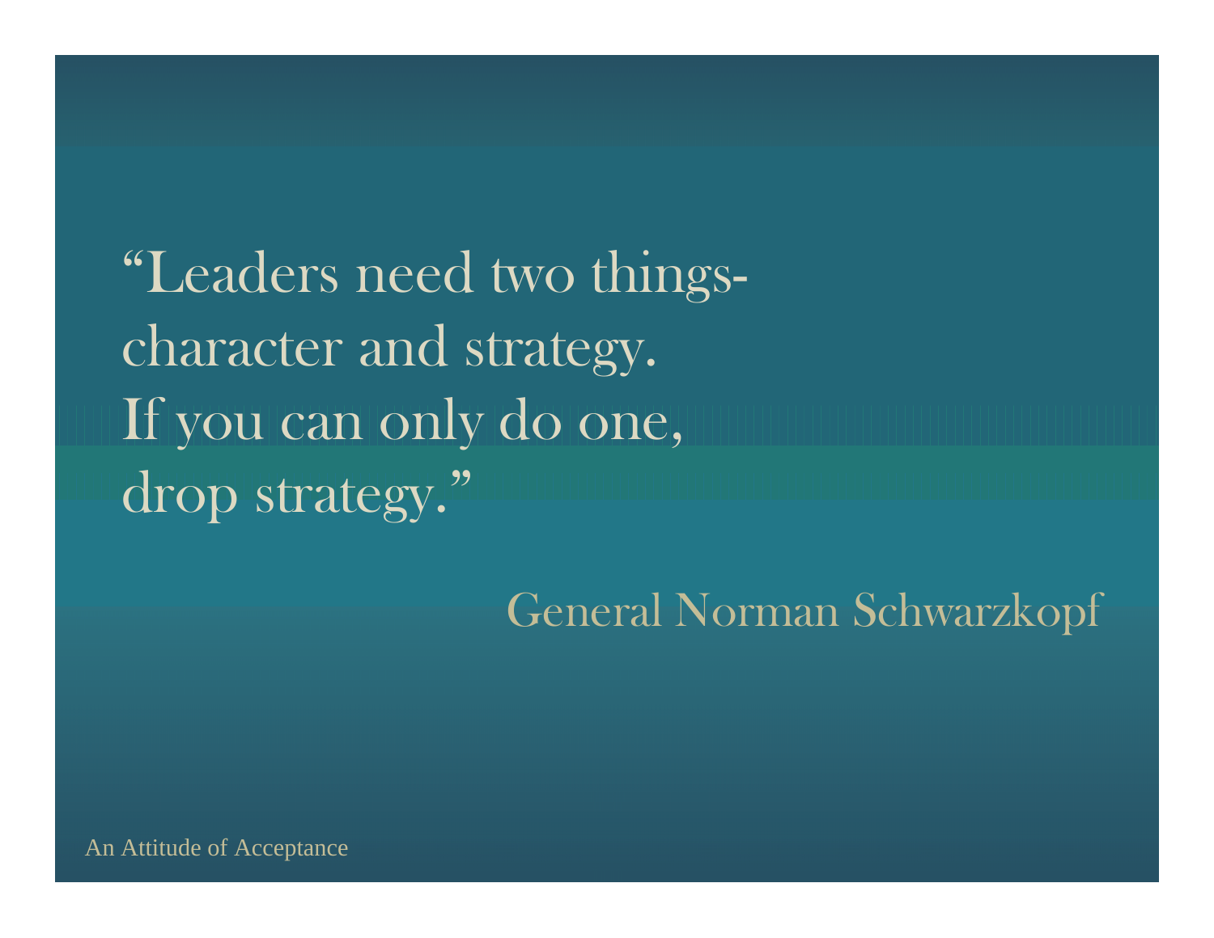"Leaders need two things-
character and strategy.
If you can only do one,
drop strategy."

General Norman Schwarzkopf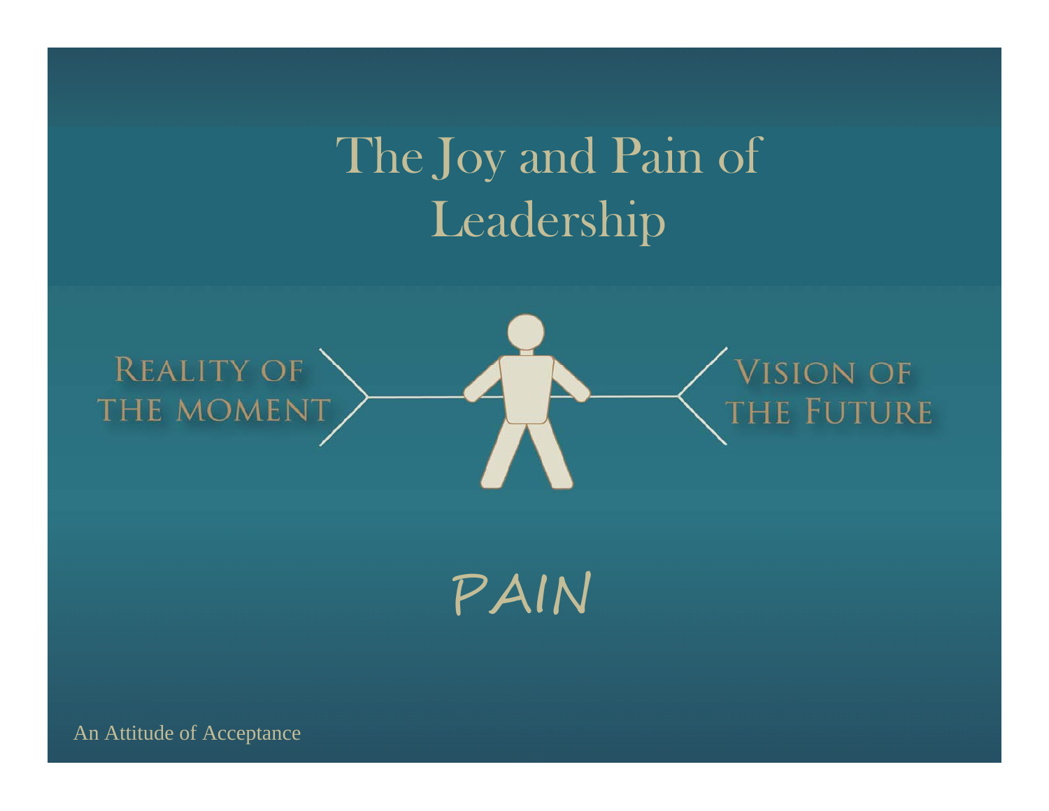# The Joy and Pain of Leadership

REALITY OF THE MOMENT

VISION OF THE FUTURE

PAIN

An Attitude of Acceptance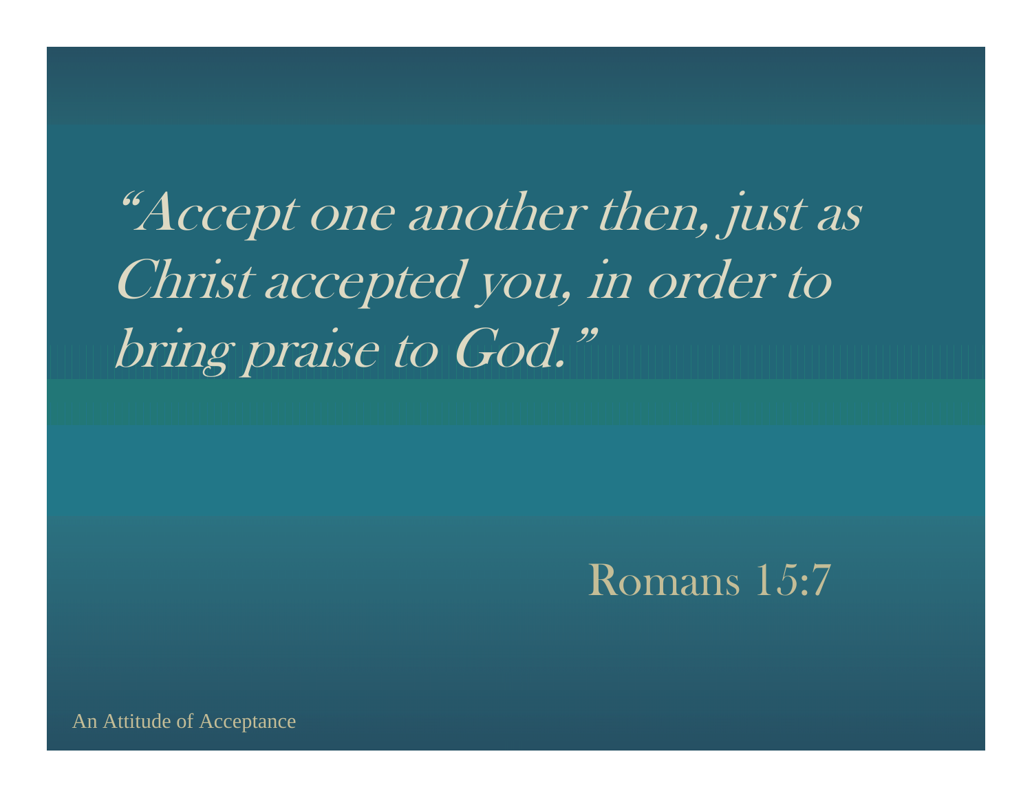*"Accept one another then, just as Christ accepted you, in order to bring praise to God."*

Romans 15:7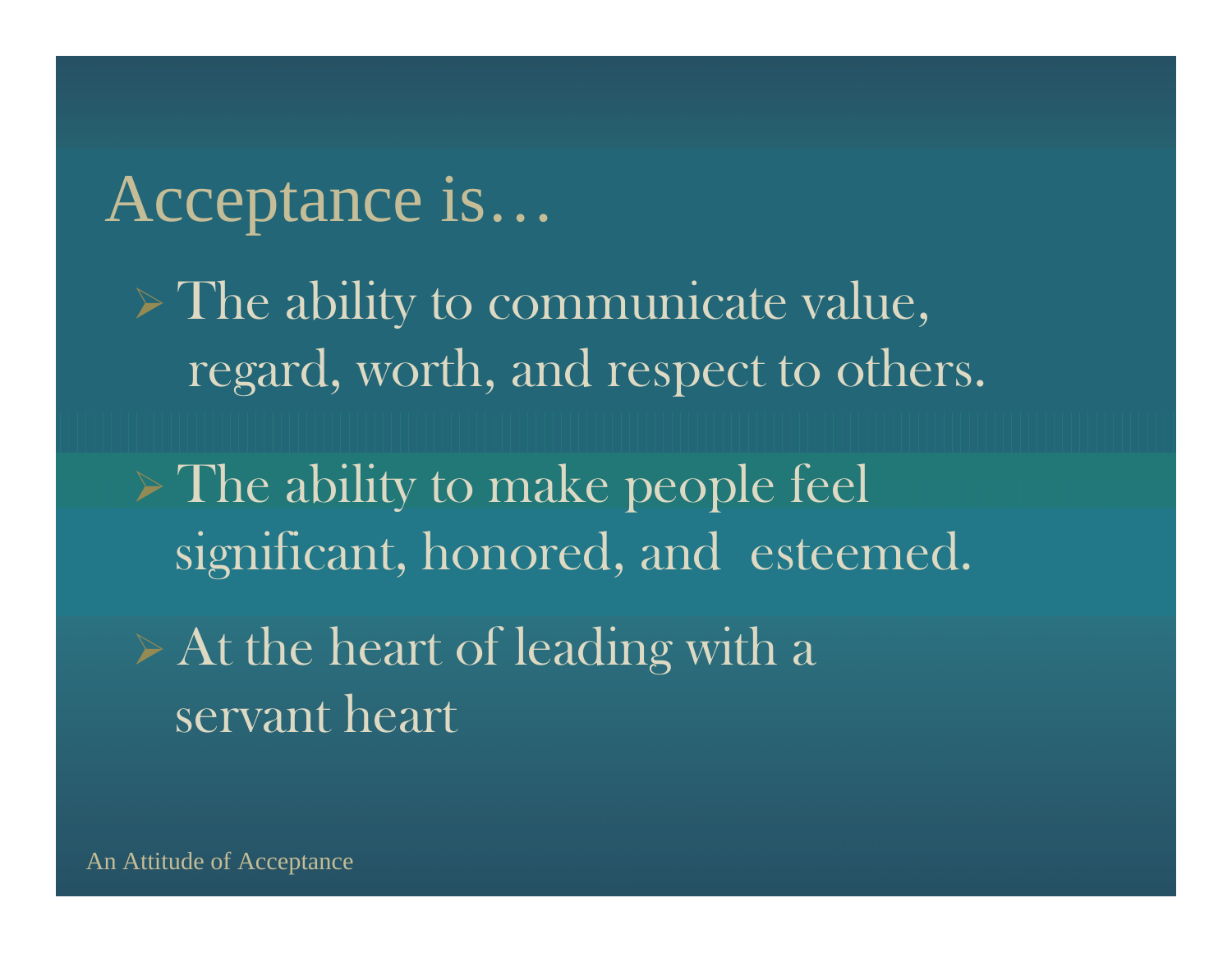# Acceptance is…

- The ability to communicate value, regard, worth, and respect to others.
- The ability to make people feel significant, honored, and esteemed.
- At the heart of leading with a servant heart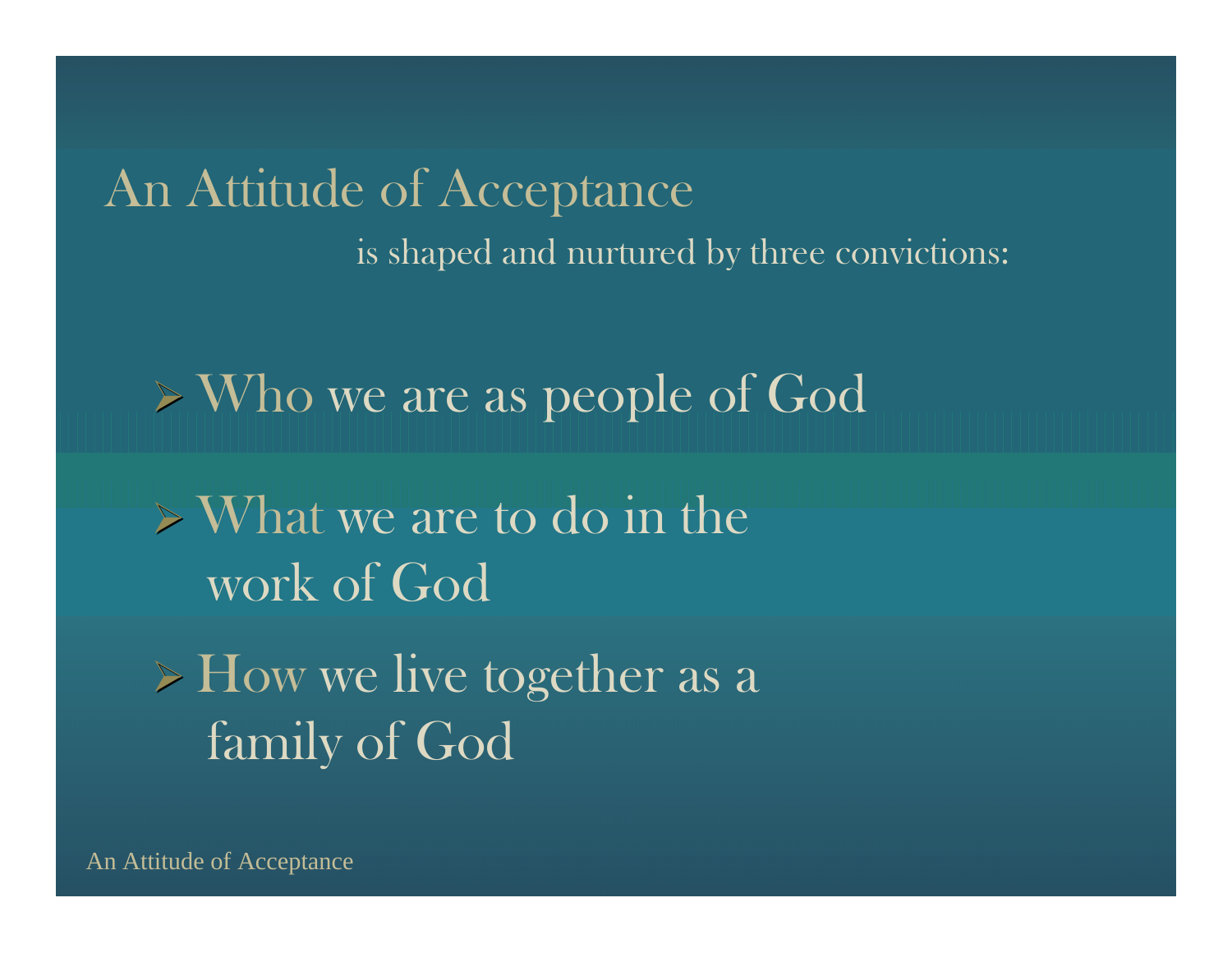# An Attitude of Acceptance

is shaped and nurtured by three convictions:

- Who we are as people of God
- What we are to do in the work of God
- How we live together as a family of God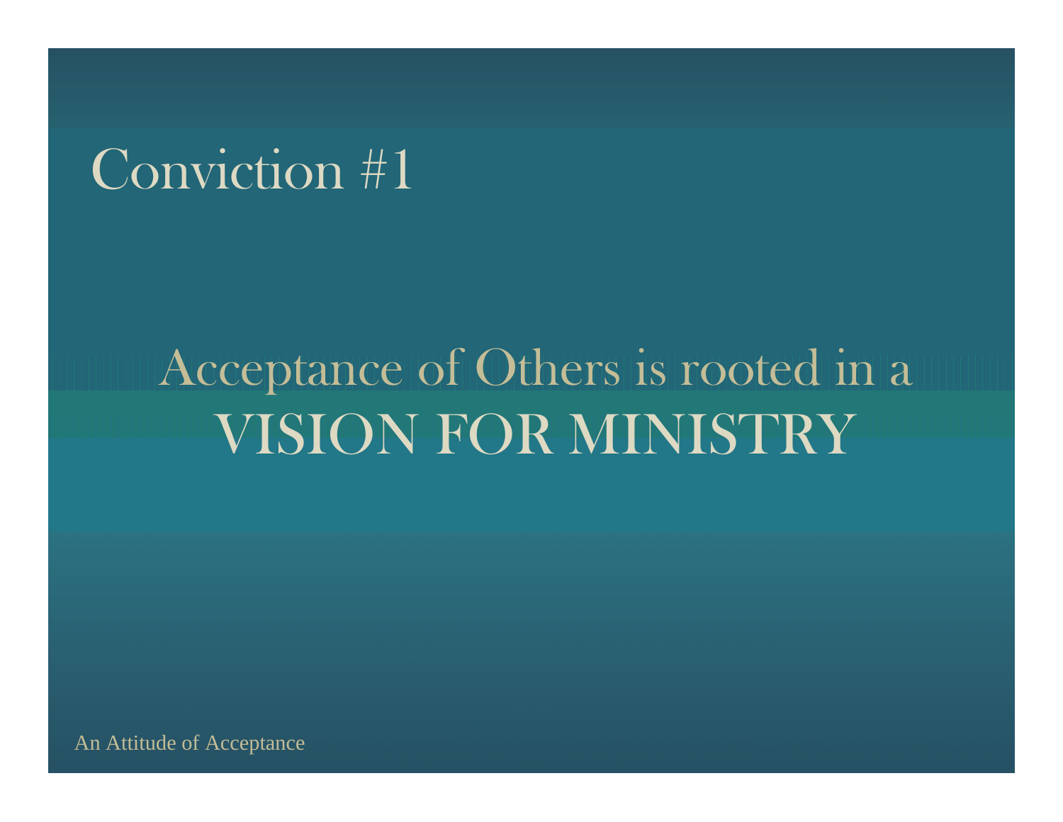# Conviction #1

## Acceptance of Others is rooted in a VISION FOR MINISTRY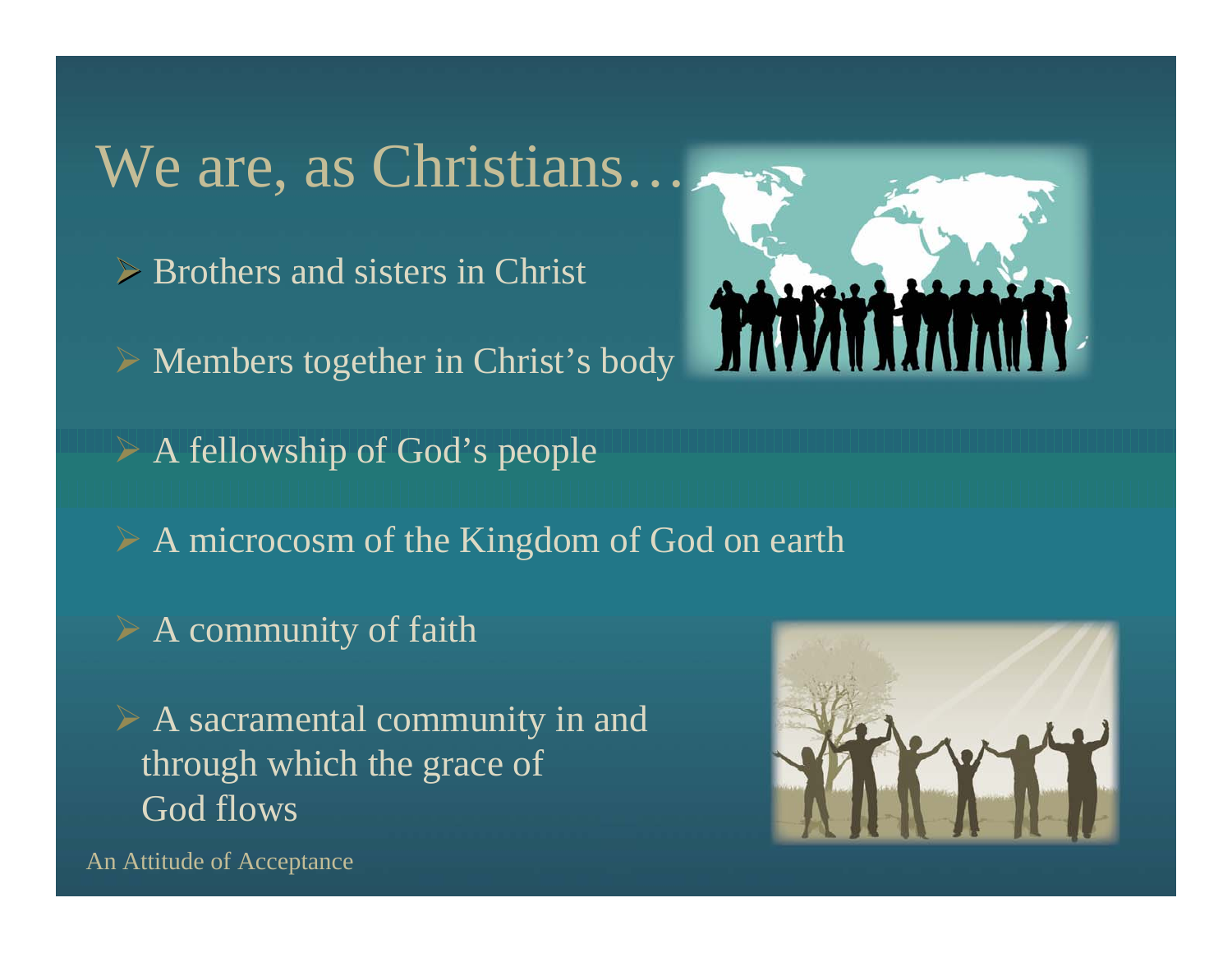# We are, as Christians…

- Brothers and sisters in Christ
- Members together in Christ's body
- A fellowship of God's people
- A microcosm of the Kingdom of God on earth
- A community of faith
- A sacramental community in and through which the grace of God flows

An Attitude of Acceptance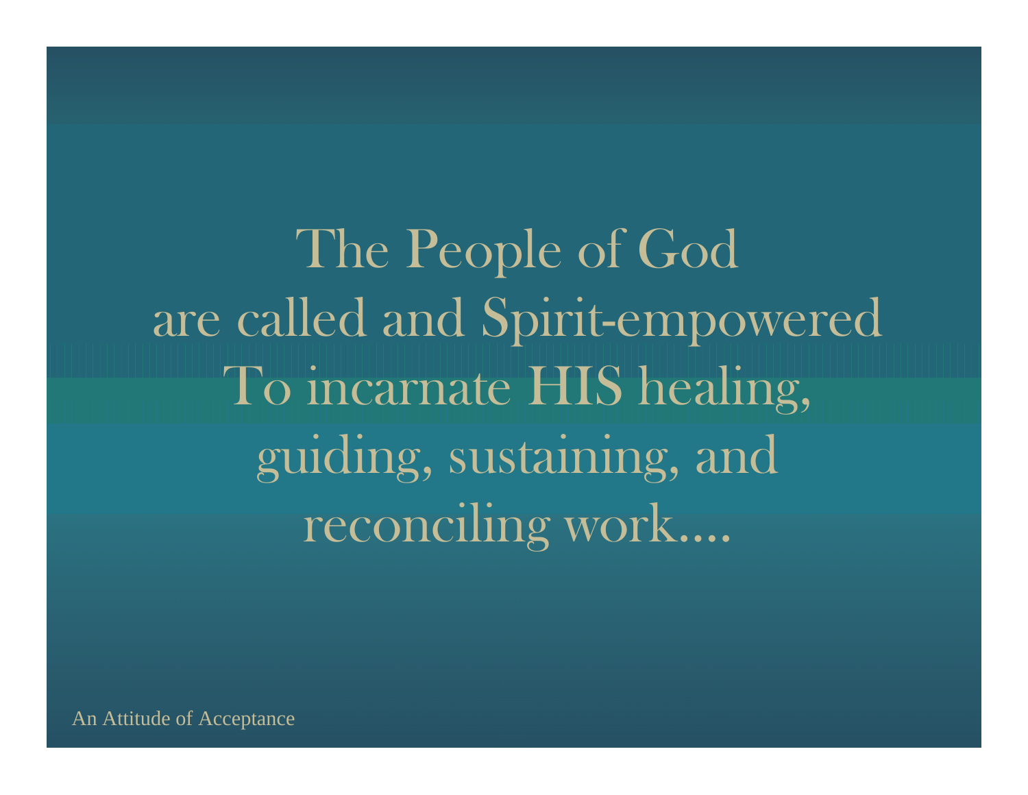The People of God
are called and Spirit-empowered
To incarnate HIS healing,
guiding, sustaining, and
reconciling work....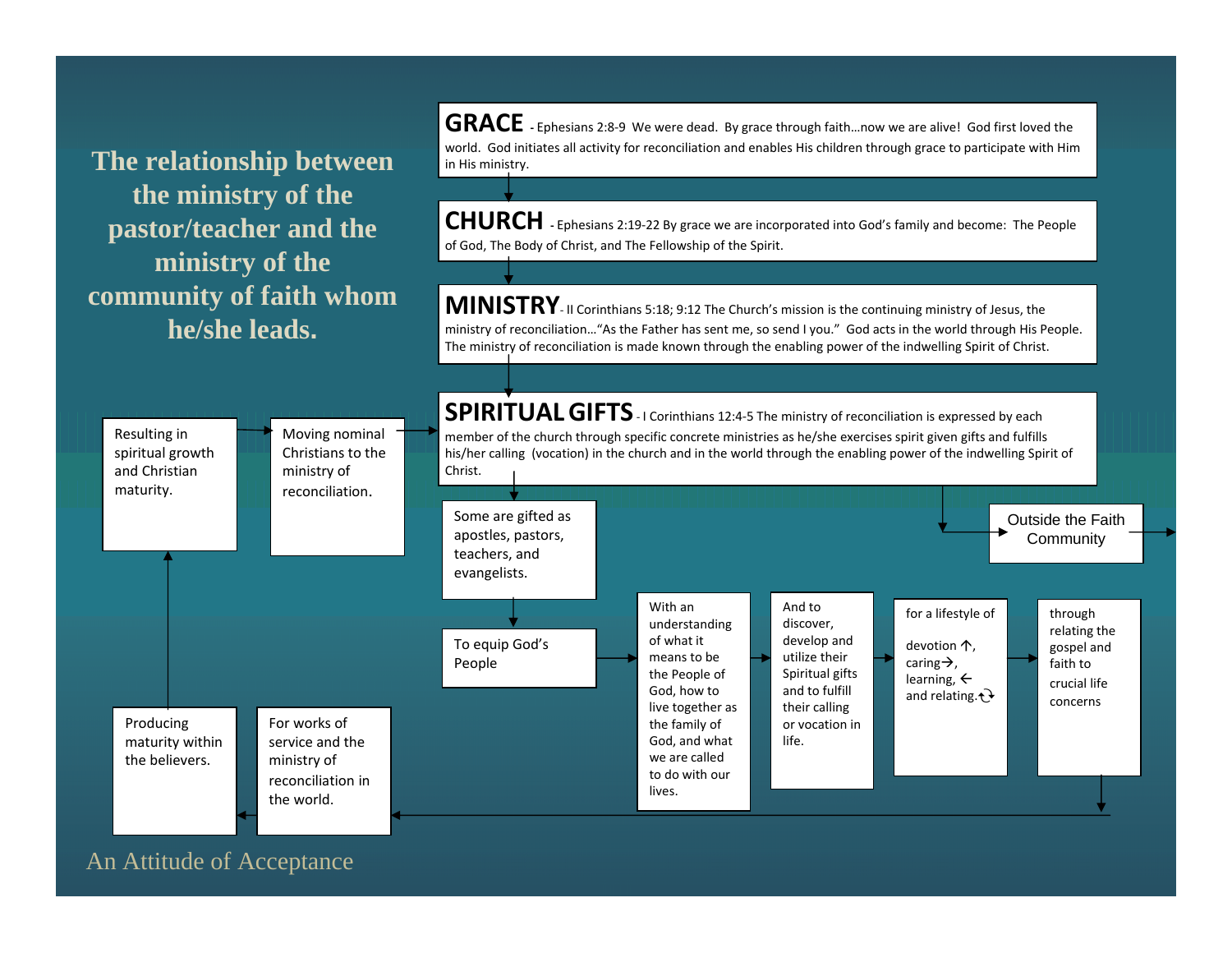# The relationship between the ministry of the pastor/teacher and the ministry of the community of faith whom he/she leads.

**GRACE** - Ephesians 2:8-9 We were dead. By grace through faith…now we are alive! God first loved the world. God initiates all activity for reconciliation and enables His children through grace to participate with Him in His ministry.

**CHURCH** - Ephesians 2:19-22 By grace we are incorporated into God's family and become: The People of God, The Body of Christ, and The Fellowship of the Spirit.

**MINISTRY** - II Corinthians 5:18; 9:12 The Church's mission is the continuing ministry of Jesus, the ministry of reconciliation…"As the Father has sent me, so send I you." God acts in the world through His People. The ministry of reconciliation is made known through the enabling power of the indwelling Spirit of Christ.

**SPIRITUAL GIFTS** - I Corinthians 12:4-5 The ministry of reconciliation is expressed by each member of the church through specific concrete ministries as he/she exercises spirit given gifts and fulfills his/her calling (vocation) in the church and in the world through the enabling power of the indwelling Spirit of Christ.

Outside the Faith Community

Some are gifted as apostles, pastors, teachers, and evangelists.

To equip God's People

With an understanding of what it means to be the People of God, how to live together as the family of God, and what we are called to do with our lives.

And to discover, develop and utilize their Spiritual gifts and to fulfill their calling or vocation in life.

for a lifestyle of devotion ↑, caring →, learning, ← and relating.

through relating the gospel and faith to crucial life concerns

For works of service and the ministry of reconciliation in the world.

Producing maturity within the believers.

Resulting in spiritual growth and Christian maturity.

Moving nominal Christians to the ministry of reconciliation.

An Attitude of Acceptance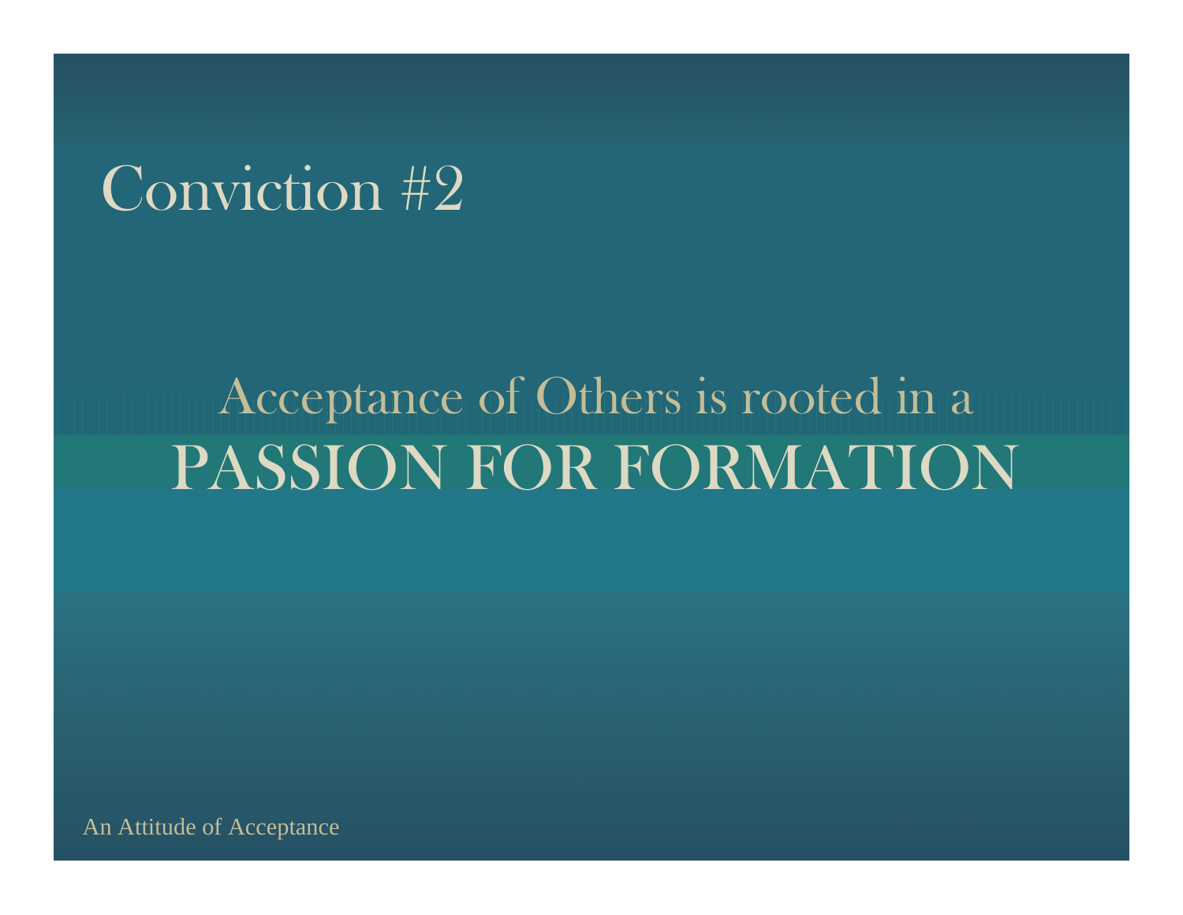# Conviction #2

Acceptance of Others is rooted in a

PASSION FOR FORMATION

An Attitude of Acceptance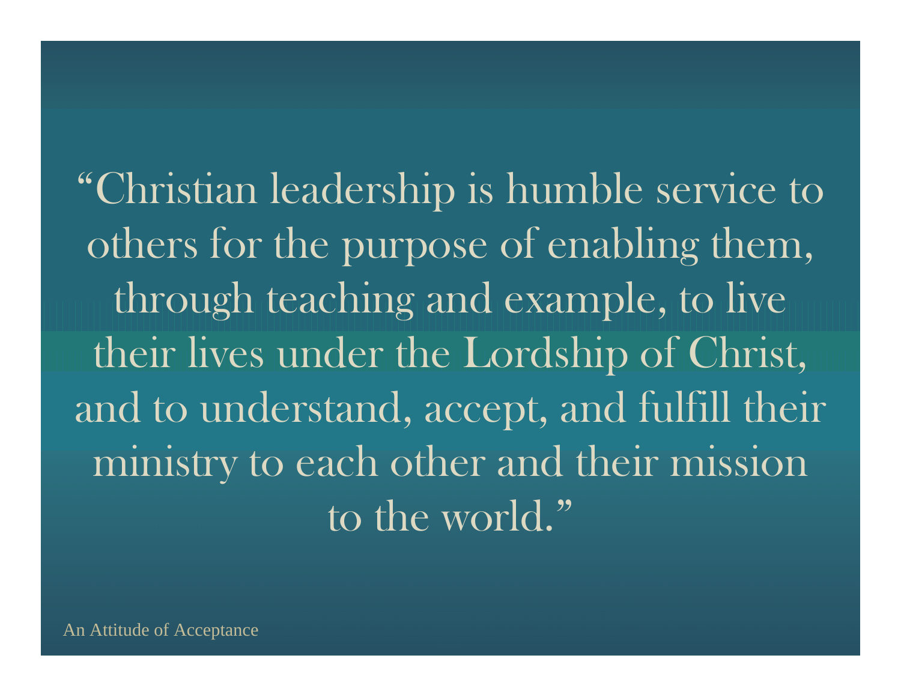"Christian leadership is humble service to others for the purpose of enabling them, through teaching and example, to live their lives under the Lordship of Christ, and to understand, accept, and fulfill their ministry to each other and their mission to the world."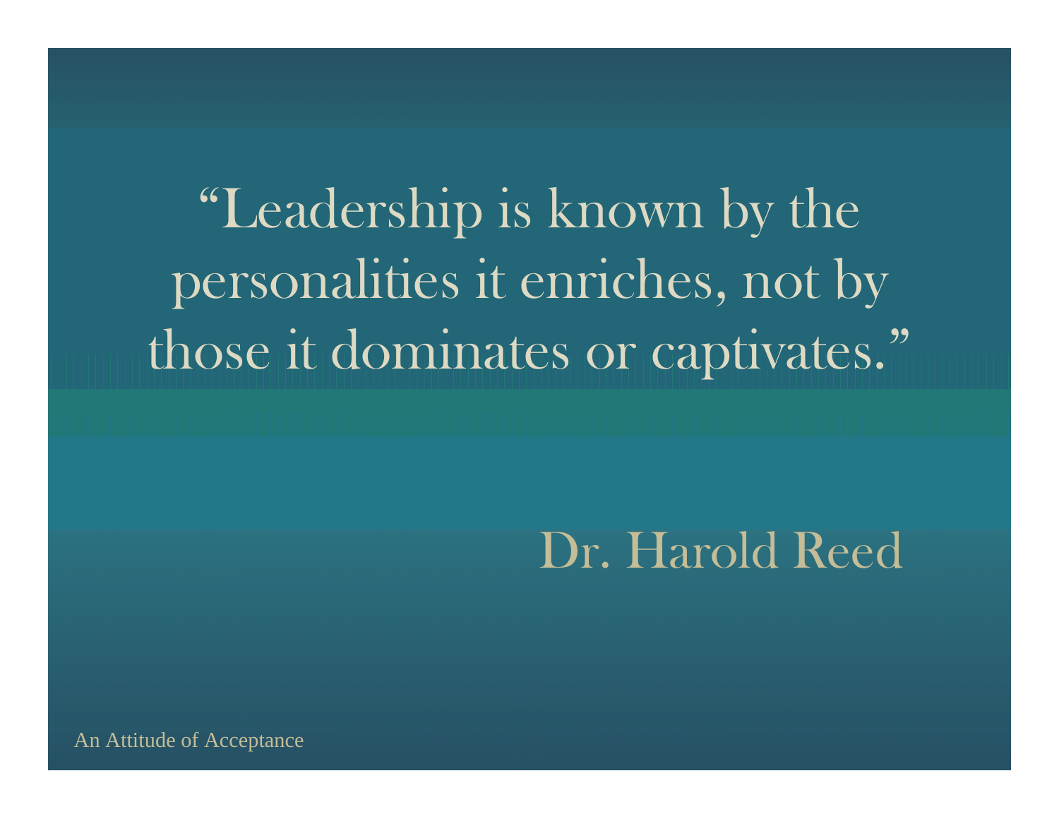"Leadership is known by the personalities it enriches, not by those it dominates or captivates."

Dr. Harold Reed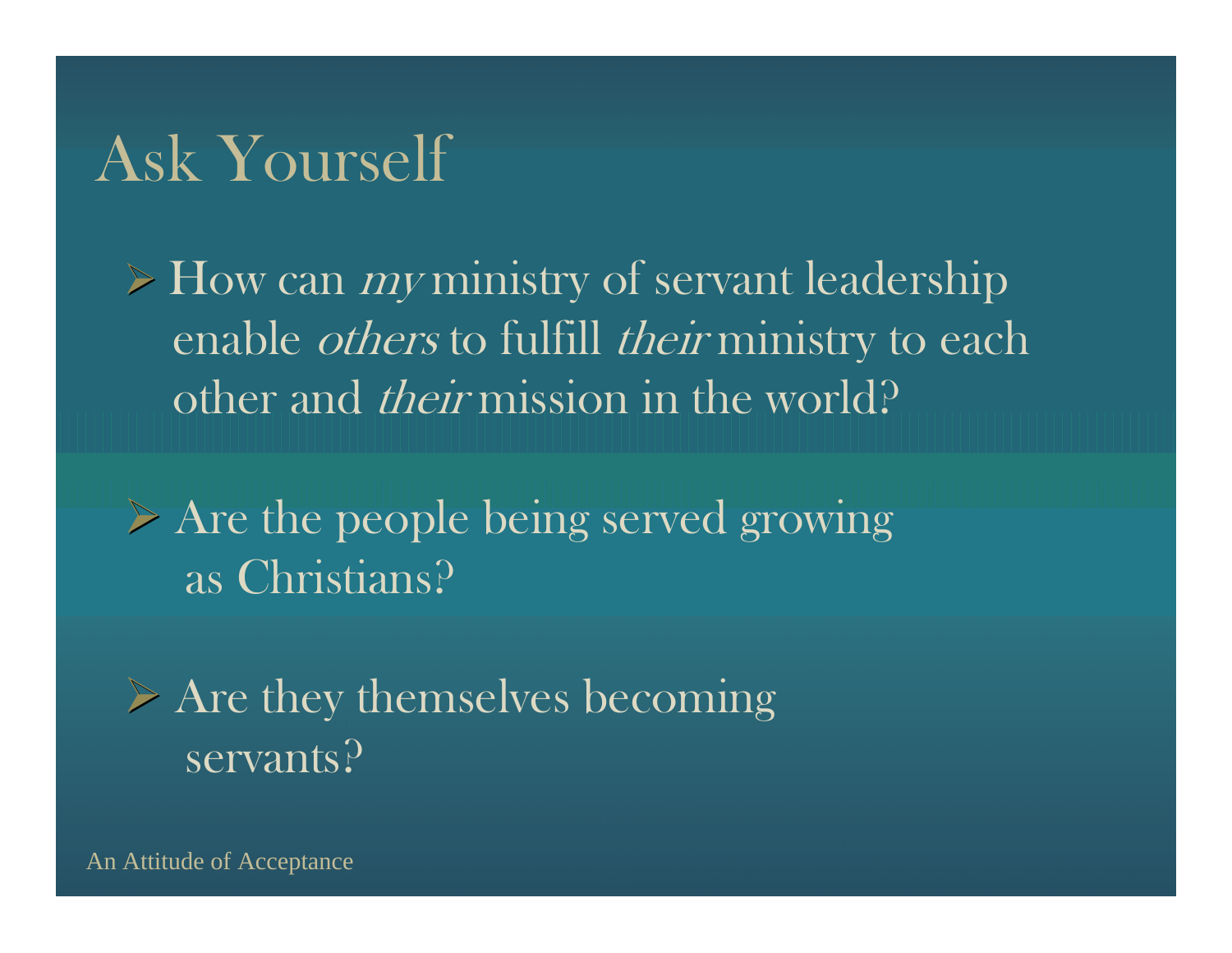# Ask Yourself

- How can *my* ministry of servant leadership enable *others* to fulfill *their* ministry to each other and *their* mission in the world?
- Are the people being served growing as Christians?
- Are they themselves becoming servants?

An Attitude of Acceptance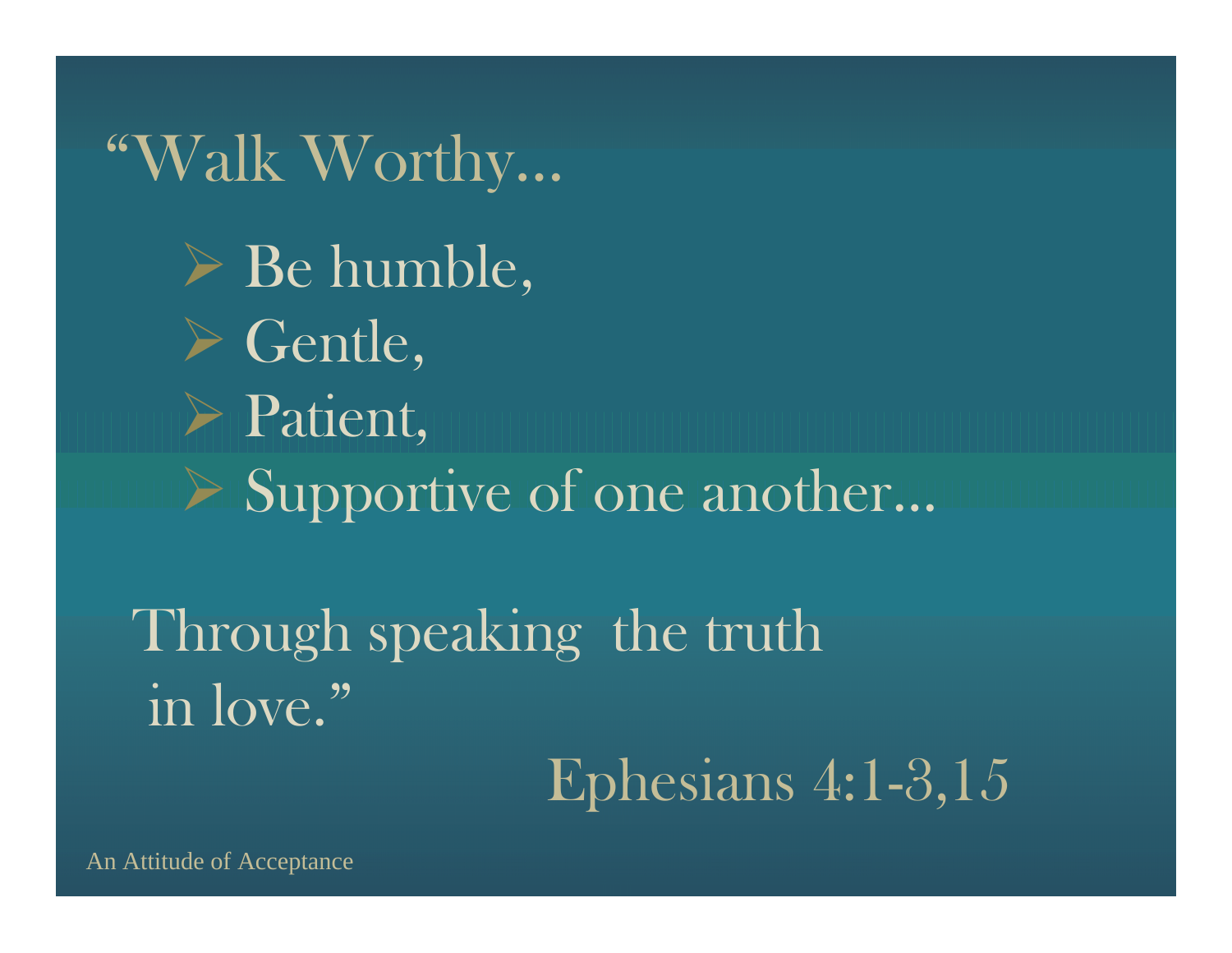"Walk Worthy…

- Be humble,
- Gentle,
- Patient,
- Supportive of one another…

Through speaking the truth in love."

Ephesians 4:1-3,15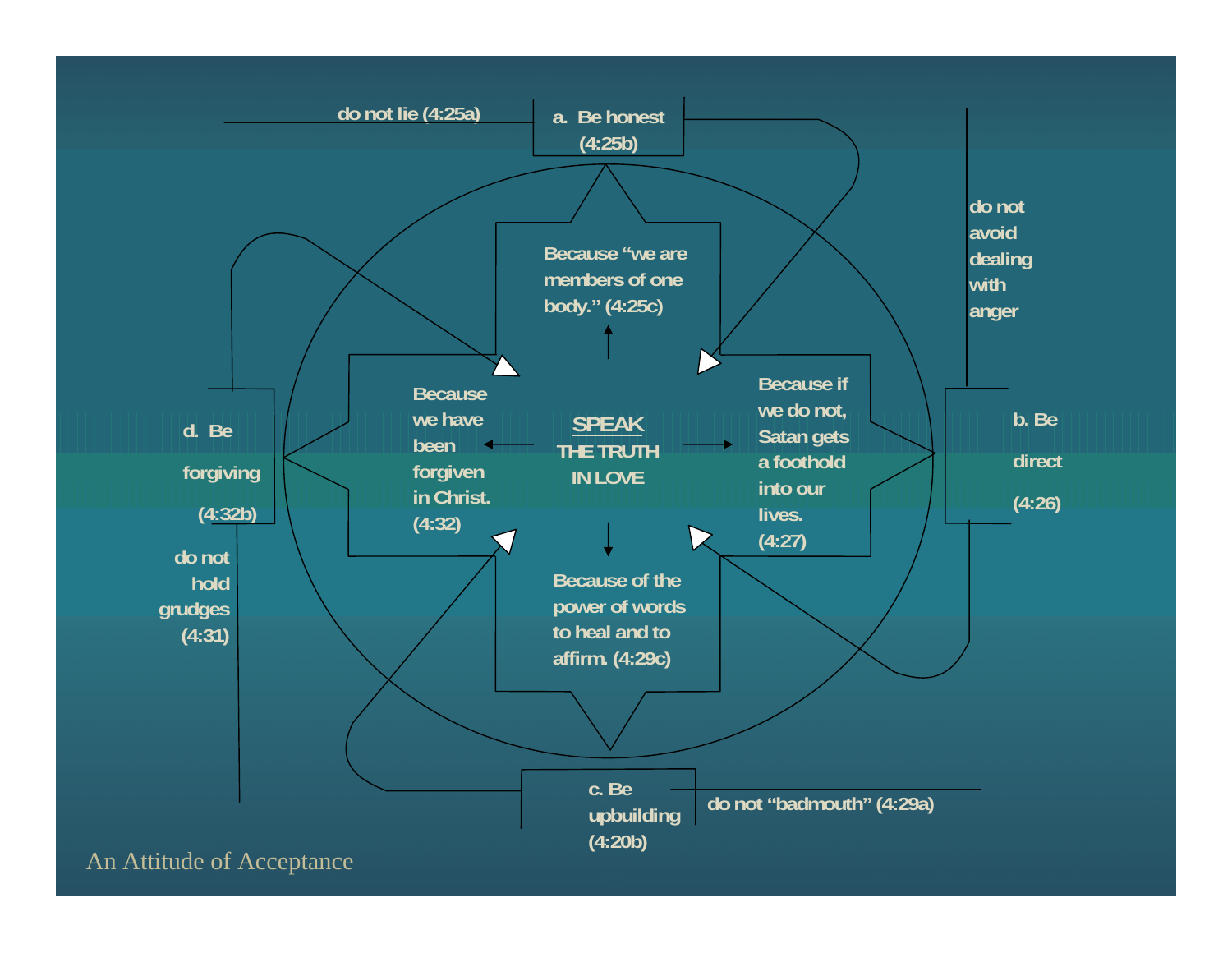**SPEAK THE TRUTH IN LOVE**

a. Be honest (4:25b)

do not lie (4:25a)

Because "we are members of one body." (4:25c)

b. Be direct (4:26)

do not avoid dealing with anger

Because if we do not, Satan gets a foothold into our lives. (4:27)

c. Be upbuilding (4:20b)

do not "badmouth" (4:29a)

Because of the power of words to heal and to affirm. (4:29c)

d. Be forgiving (4:32b)

do not hold grudges (4:31)

Because we have been forgiven in Christ. (4:32)

An Attitude of Acceptance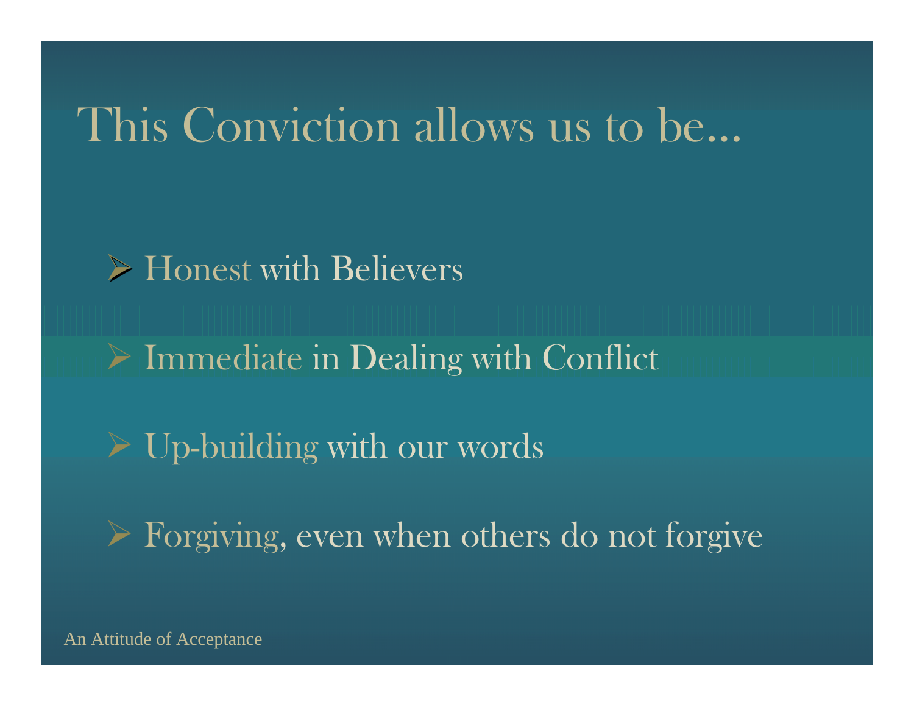# This Conviction allows us to be…

- Honest with Believers
- Immediate in Dealing with Conflict
- Up-building with our words
- Forgiving, even when others do not forgive

An Attitude of Acceptance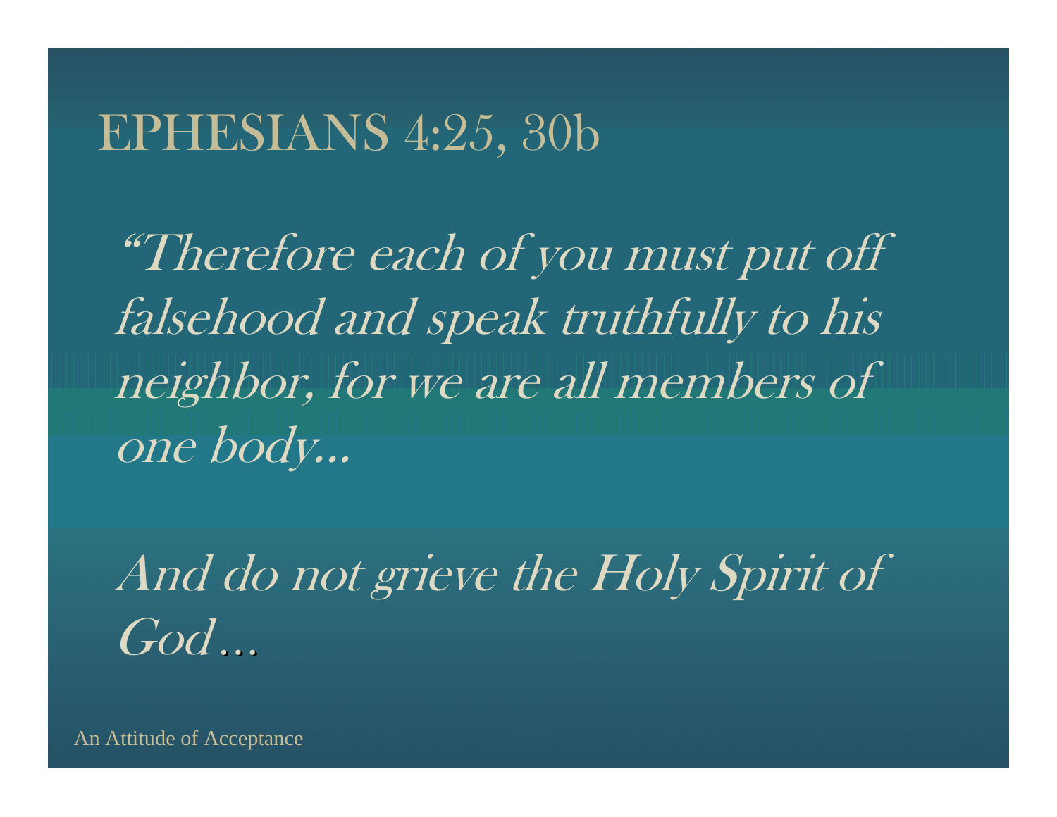# EPHESIANS 4:25, 30b

*"Therefore each of you must put off falsehood and speak truthfully to his neighbor, for we are all members of one body...*

*And do not grieve the Holy Spirit of God…*

An Attitude of Acceptance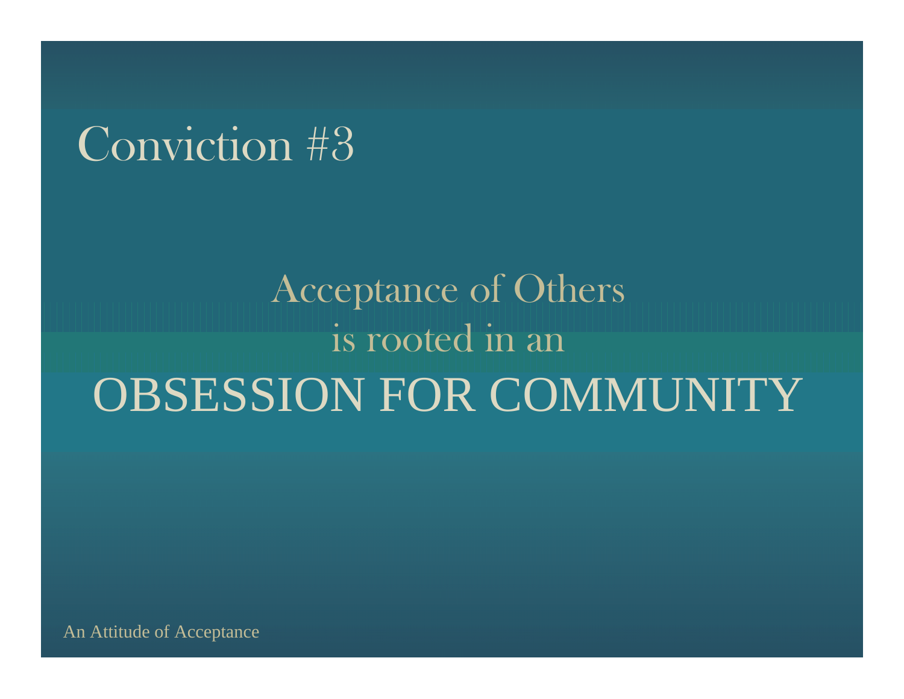# Conviction #3

Acceptance of Others
is rooted in an
OBSESSION FOR COMMUNITY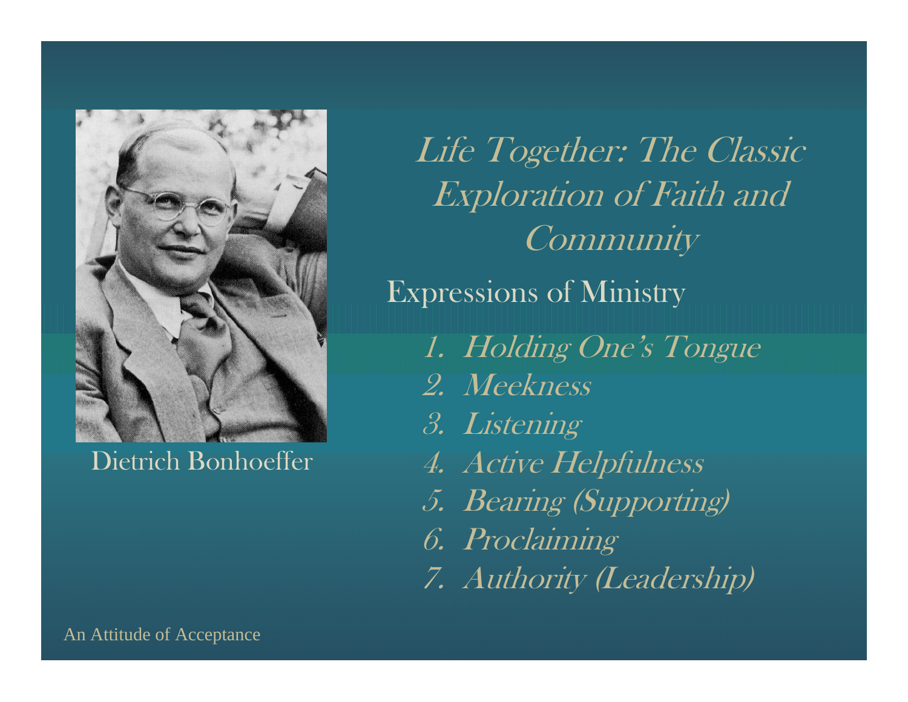# *Life Together: The Classic Exploration of Faith and Community*

Dietrich Bonhoeffer

## Expressions of Ministry

1. *Holding One's Tongue*
2. *Meekness*
3. *Listening*
4. *Active Helpfulness*
5. *Bearing (Supporting)*
6. *Proclaiming*
7. *Authority (Leadership)*

An Attitude of Acceptance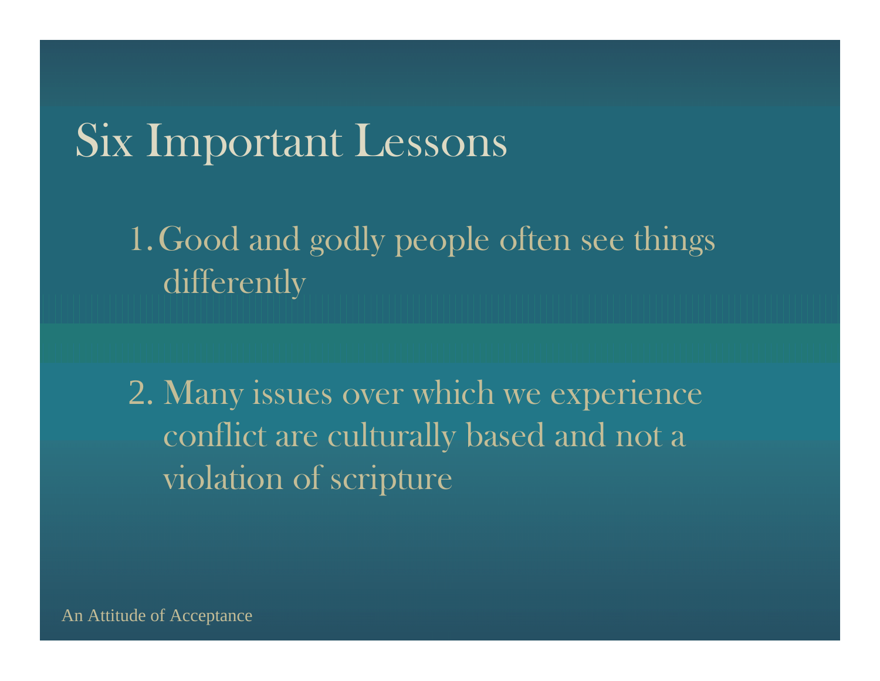# Six Important Lessons

1. Good and godly people often see things differently

2. Many issues over which we experience conflict are culturally based and not a violation of scripture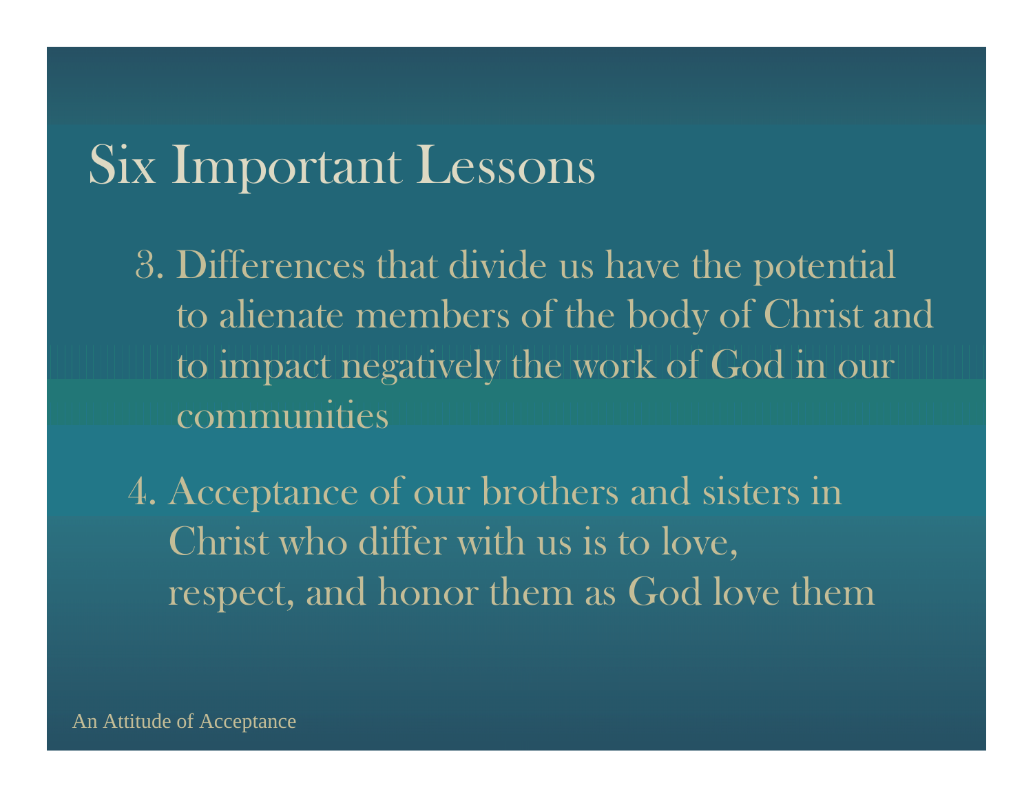# Six Important Lessons

3. Differences that divide us have the potential to alienate members of the body of Christ and to impact negatively the work of God in our communities

4. Acceptance of our brothers and sisters in Christ who differ with us is to love, respect, and honor them as God love them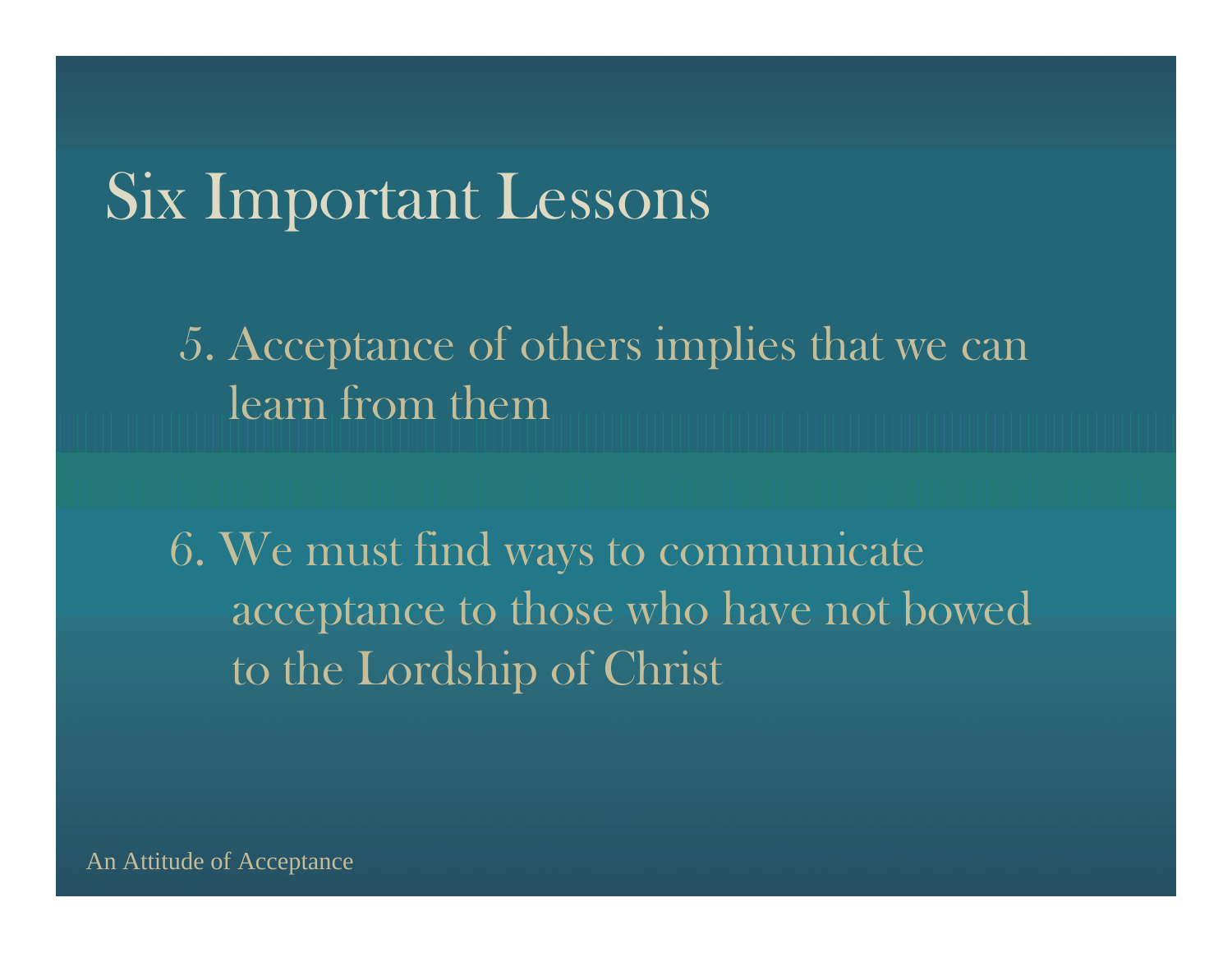# Six Important Lessons

5. Acceptance of others implies that we can learn from them

6. We must find ways to communicate acceptance to those who have not bowed to the Lordship of Christ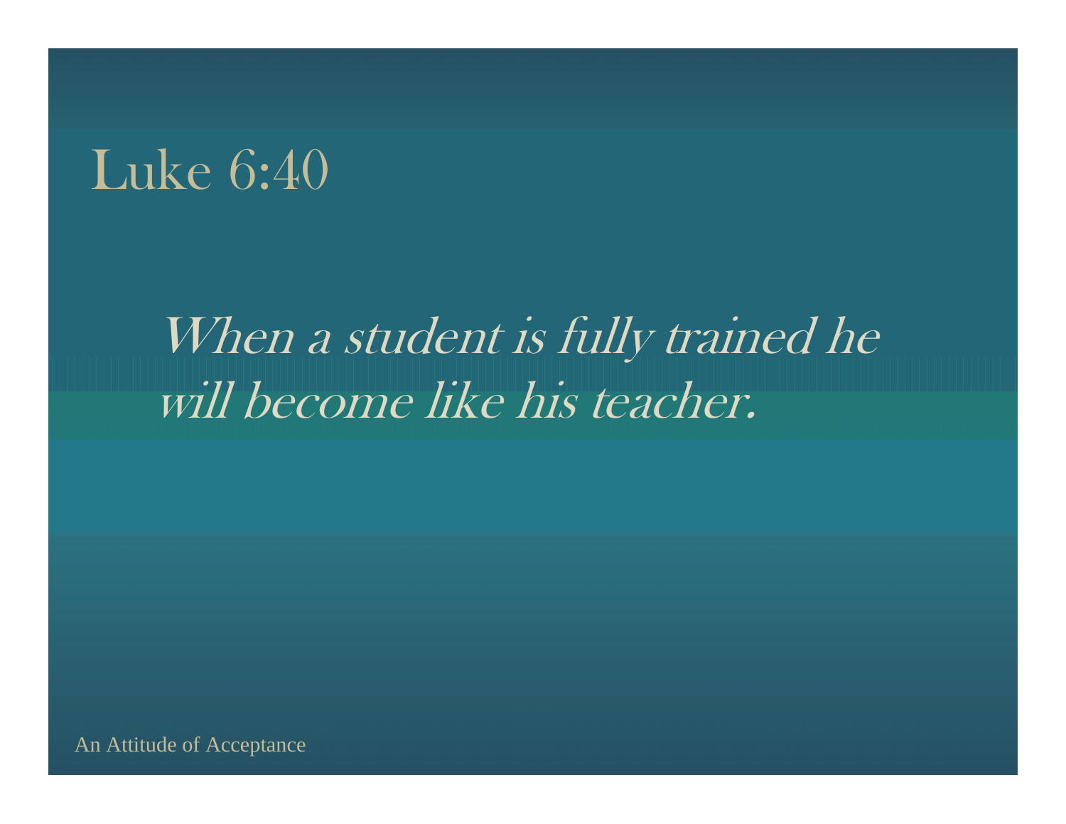# Luke 6:40

*When a student is fully trained he will become like his teacher.*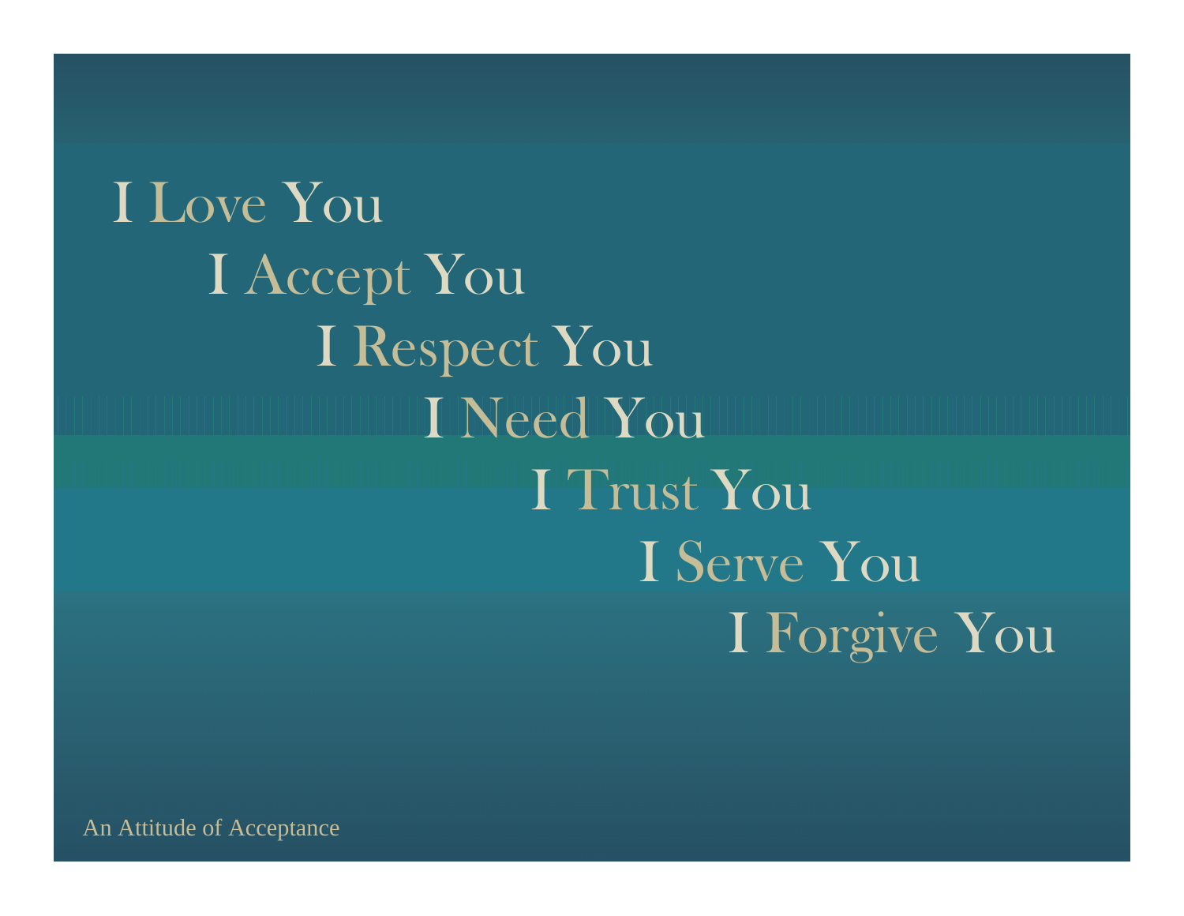I Love You

I Accept You

I Respect You

I Need You

I Trust You

I Serve You

I Forgive You

An Attitude of Acceptance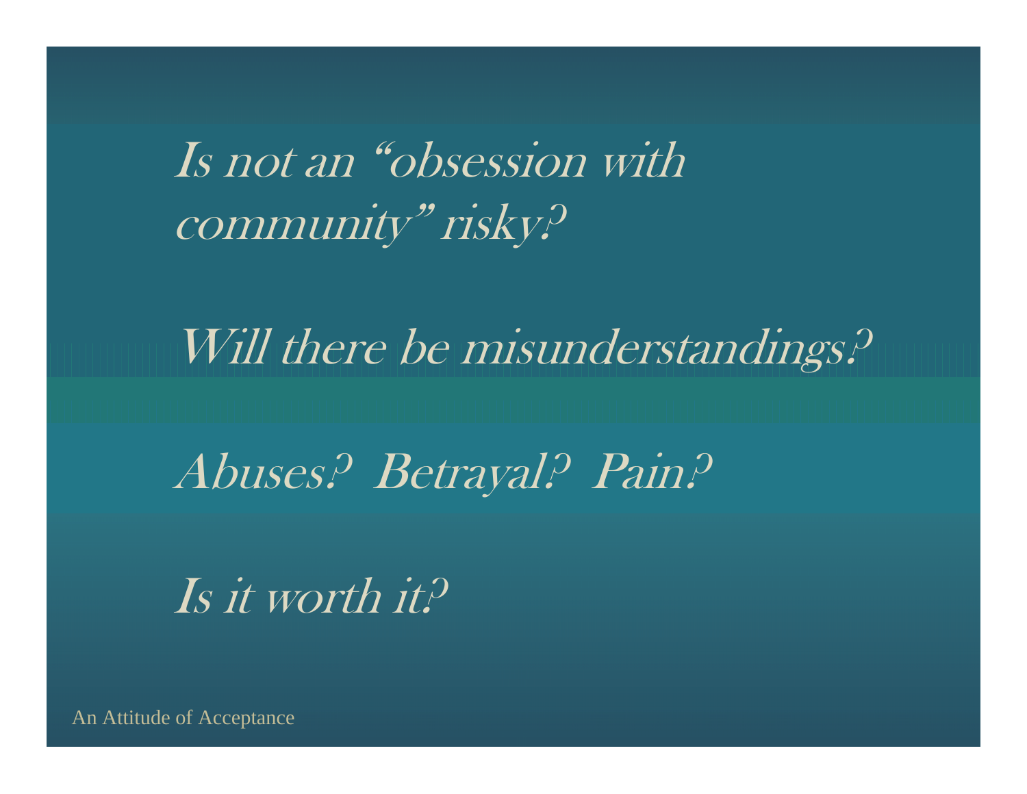*Is not an "obsession with community" risky?*

*Will there be misunderstandings?*

*Abuses? Betrayal? Pain?*

*Is it worth it?*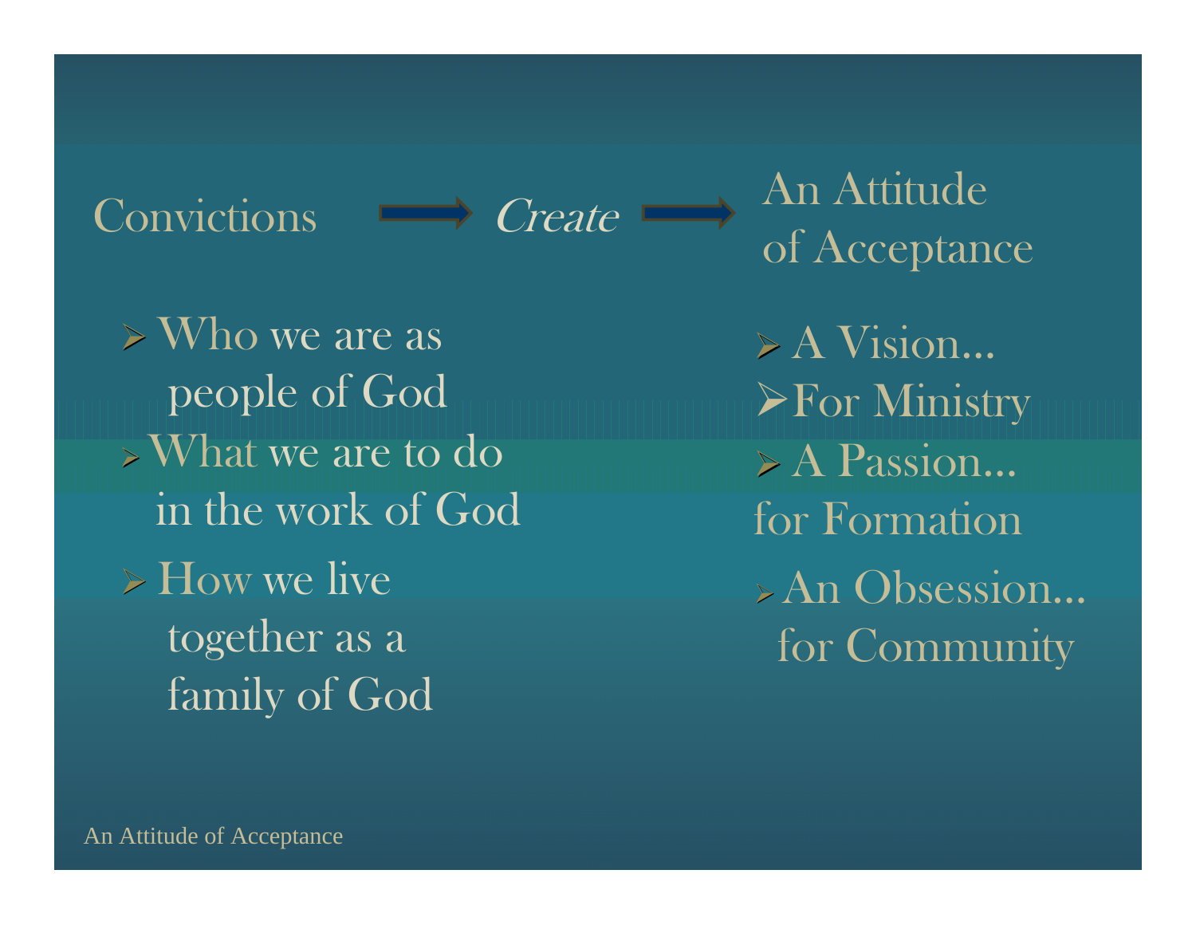Convictions → *Create* → An Attitude of Acceptance

- Who we are as people of God
- What we are to do in the work of God
- How we live together as a family of God

- A Vision…
- For Ministry
- A Passion… for Formation
- An Obsession… for Community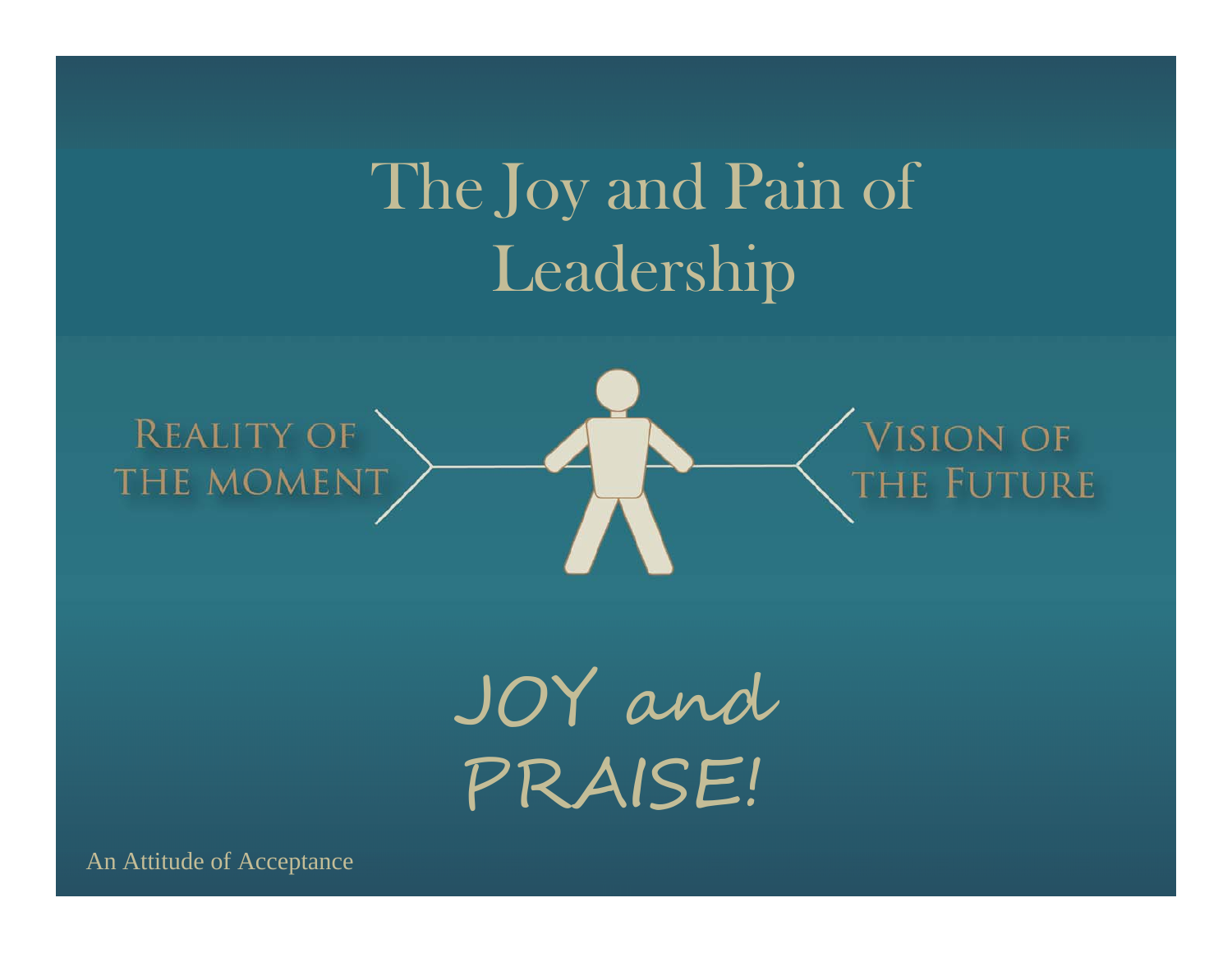# The Joy and Pain of Leadership

Reality of the moment

Vision of the Future

JOY and PRAISE!

An Attitude of Acceptance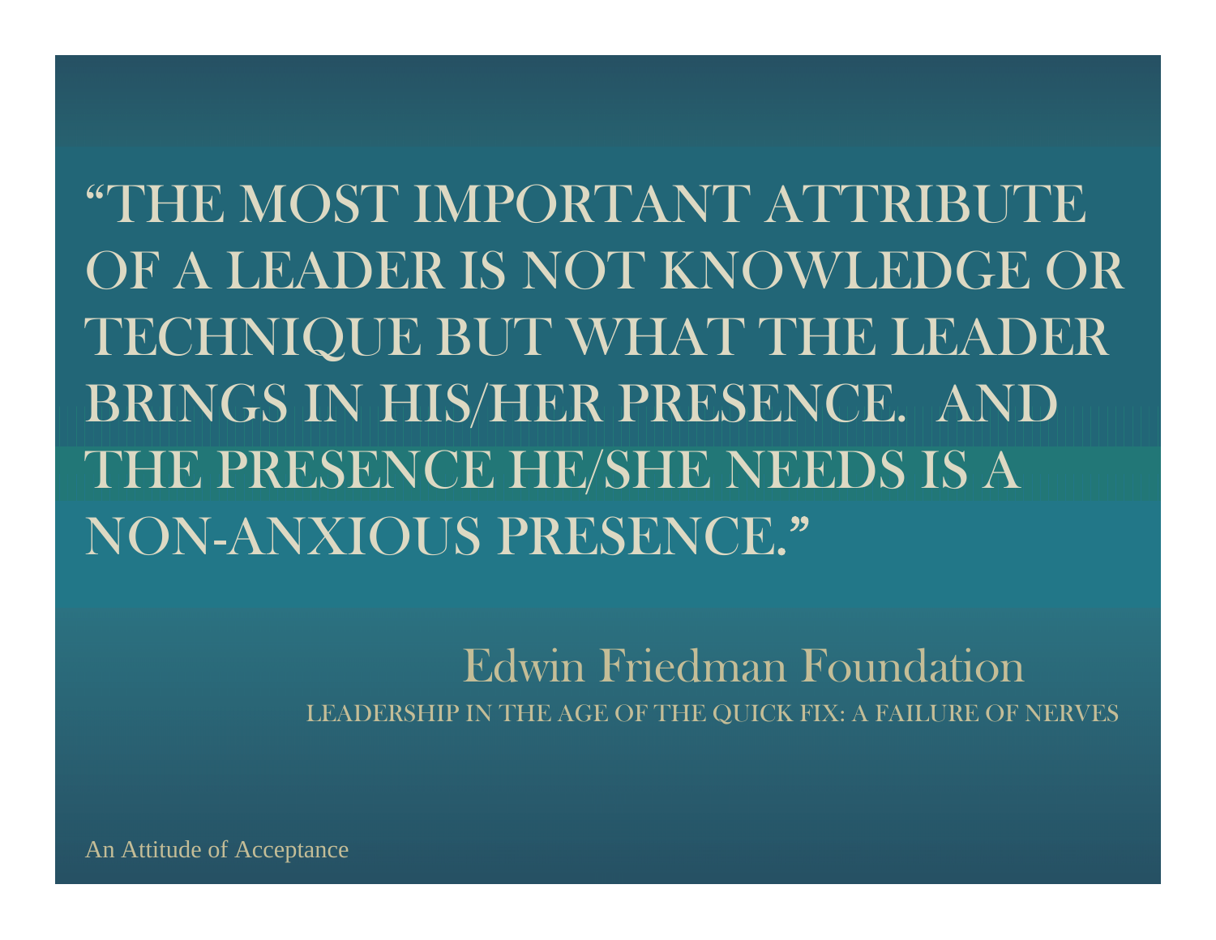"THE MOST IMPORTANT ATTRIBUTE OF A LEADER IS NOT KNOWLEDGE OR TECHNIQUE BUT WHAT THE LEADER BRINGS IN HIS/HER PRESENCE. AND THE PRESENCE HE/SHE NEEDS IS A NON-ANXIOUS PRESENCE."

Edwin Friedman Foundation

LEADERSHIP IN THE AGE OF THE QUICK FIX: A FAILURE OF NERVES

An Attitude of Acceptance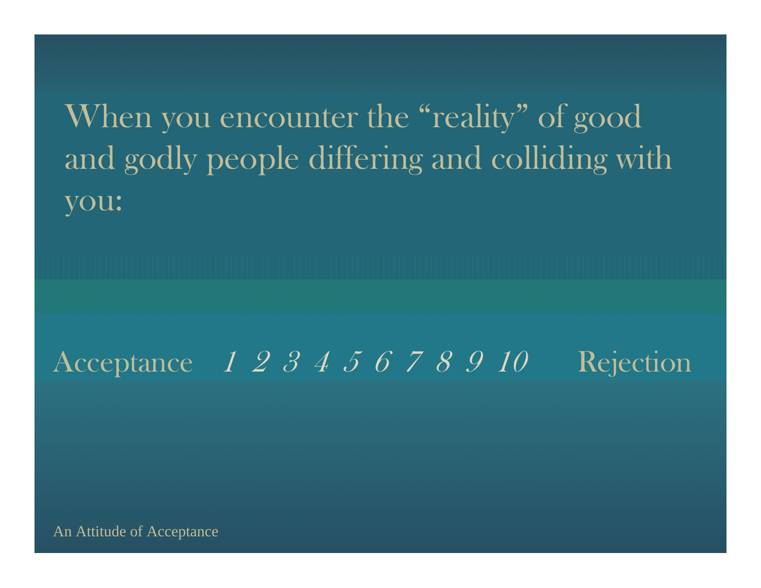When you encounter the "reality" of good and godly people differing and colliding with you:

Acceptance *1 2 3 4 5 6 7 8 9 10* Rejection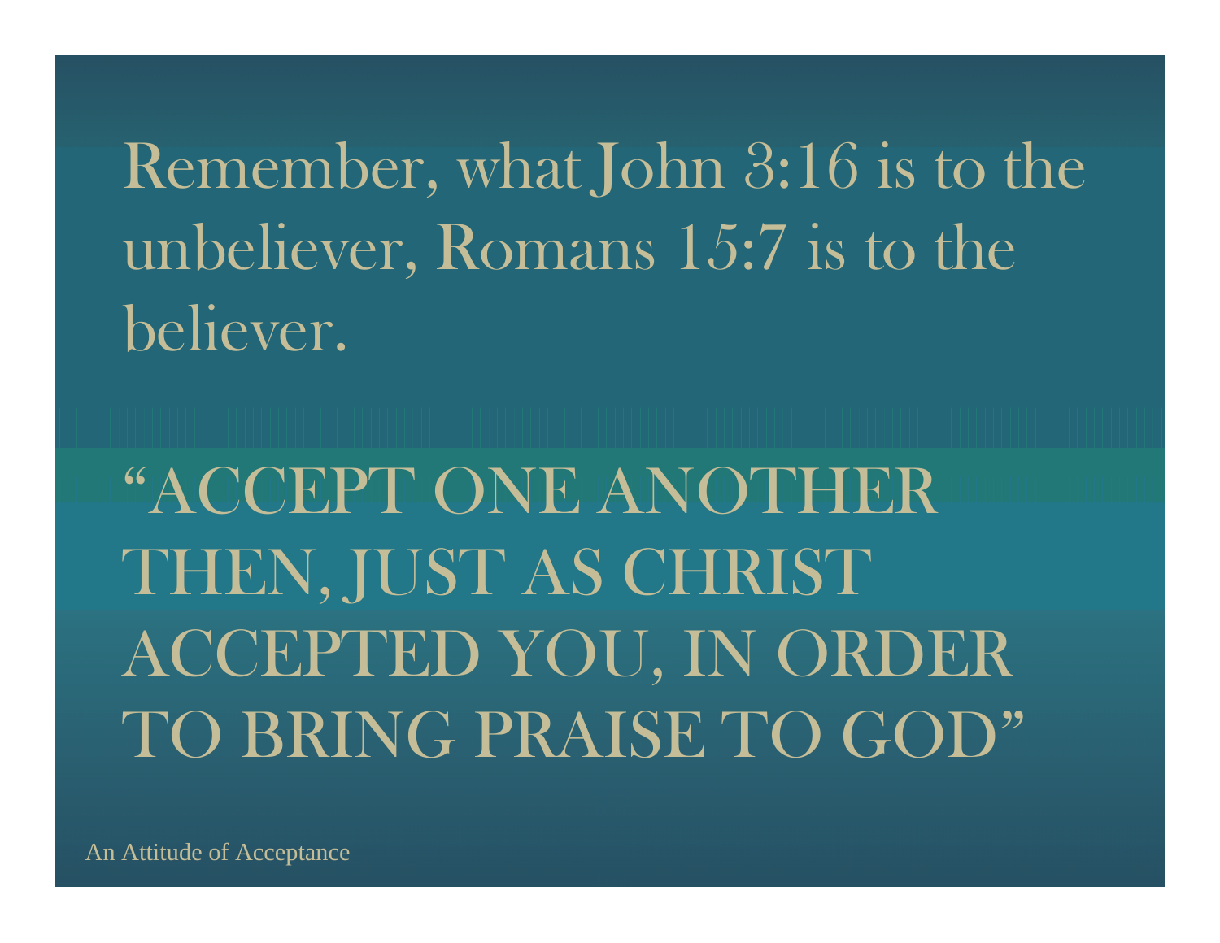Remember, what John 3:16 is to the unbeliever, Romans 15:7 is to the believer.

"ACCEPT ONE ANOTHER THEN, JUST AS CHRIST ACCEPTED YOU, IN ORDER TO BRING PRAISE TO GOD"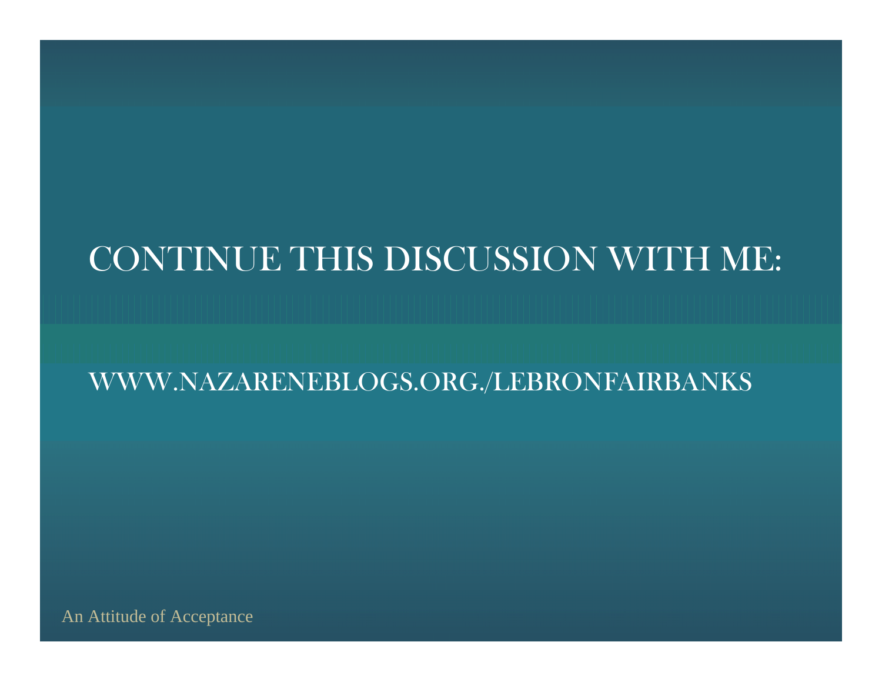# CONTINUE THIS DISCUSSION WITH ME:

WWW.NAZARENEBLOGS.ORG./LEBRONFAIRBANKS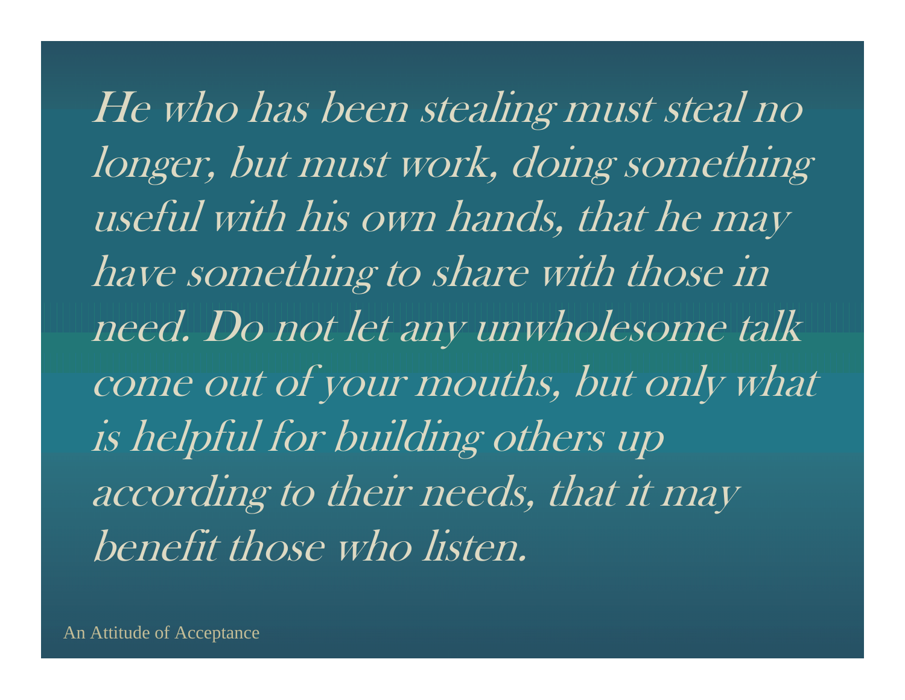*He who has been stealing must steal no longer, but must work, doing something useful with his own hands, that he may have something to share with those in need. Do not let any unwholesome talk come out of your mouths, but only what is helpful for building others up according to their needs, that it may benefit those who listen.*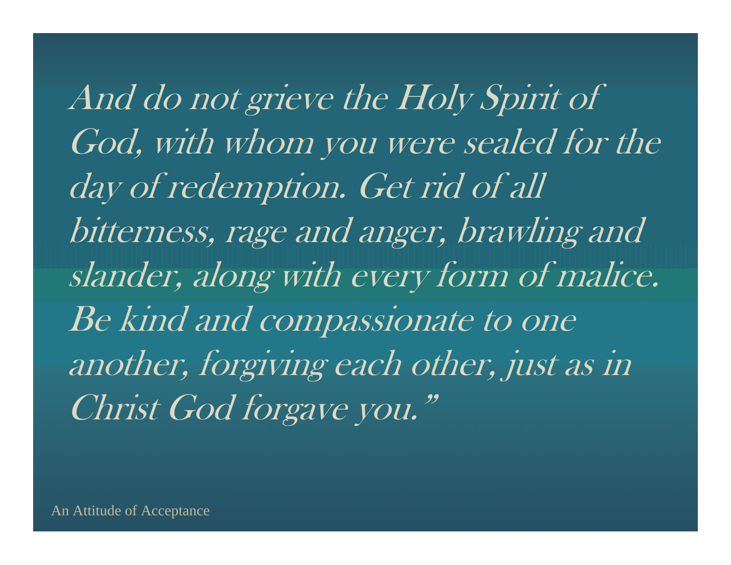*And do not grieve the Holy Spirit of God, with whom you were sealed for the day of redemption. Get rid of all bitterness, rage and anger, brawling and slander, along with every form of malice. Be kind and compassionate to one another, forgiving each other, just as in Christ God forgave you."*